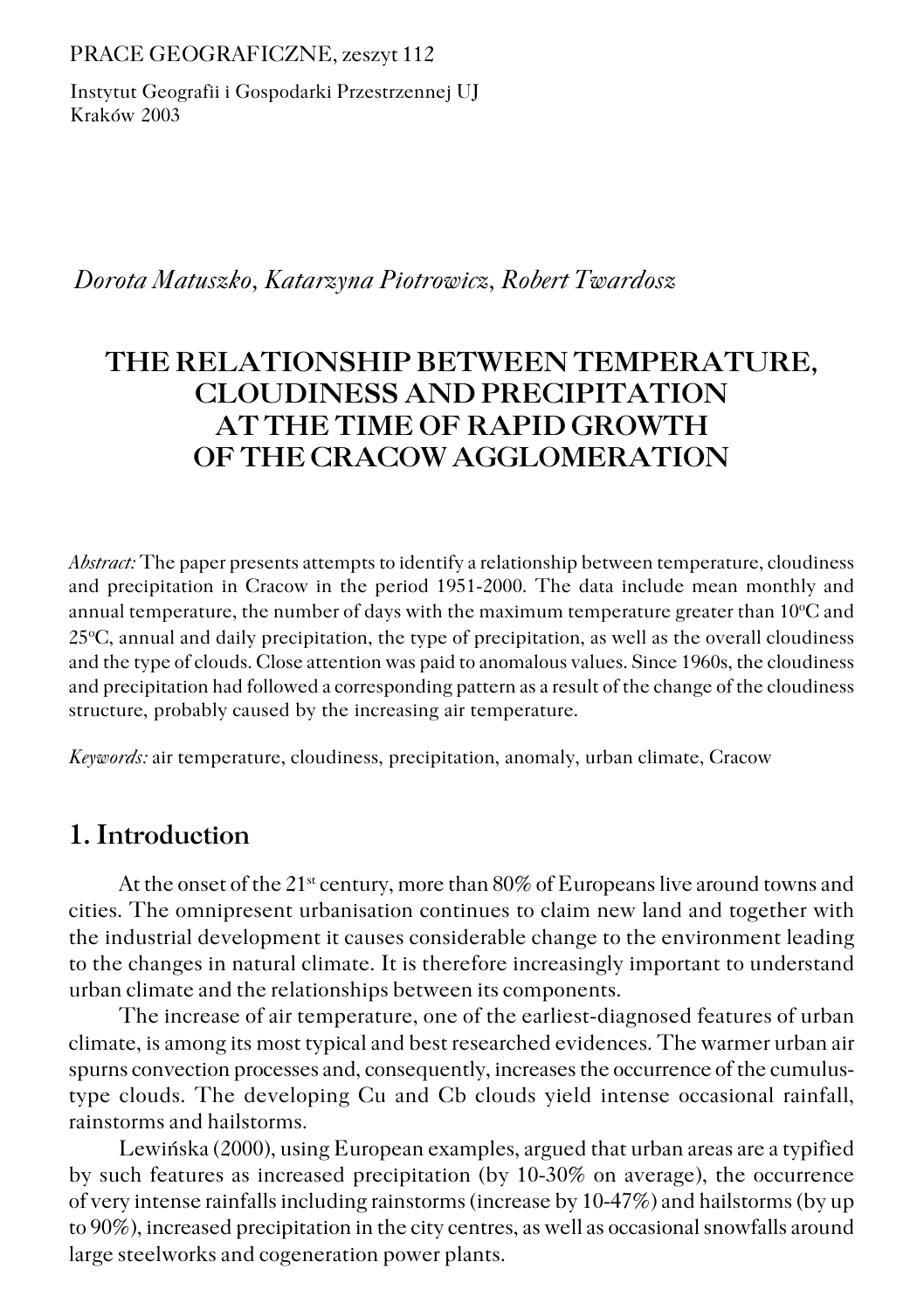PRACE GEOGRAFICZNE, zeszyt 112

Instytut Geografii i Gospodarki Przestrzennej UJ
Kraków 2003

*Dorota Matuszko, Katarzyna Piotrowicz, Robert Twardosz*

# THE RELATIONSHIP BETWEEN TEMPERATURE, CLOUDINESS AND PRECIPITATION AT THE TIME OF RAPID GROWTH OF THE CRACOW AGGLOMERATION

*Abstract:* The paper presents attempts to identify a relationship between temperature, cloudiness and precipitation in Cracow in the period 1951-2000. The data include mean monthly and annual temperature, the number of days with the maximum temperature greater than 10°C and 25°C, annual and daily precipitation, the type of precipitation, as well as the overall cloudiness and the type of clouds. Close attention was paid to anomalous values. Since 1960s, the cloudiness and precipitation had followed a corresponding pattern as a result of the change of the cloudiness structure, probably caused by the increasing air temperature.

*Keywords:* air temperature, cloudiness, precipitation, anomaly, urban climate, Cracow

## 1. Introduction

At the onset of the 21st century, more than 80% of Europeans live around towns and cities. The omnipresent urbanisation continues to claim new land and together with the industrial development it causes considerable change to the environment leading to the changes in natural climate. It is therefore increasingly important to understand urban climate and the relationships between its components.

The increase of air temperature, one of the earliest-diagnosed features of urban climate, is among its most typical and best researched evidences. The warmer urban air spurns convection processes and, consequently, increases the occurrence of the cumulus-type clouds. The developing Cu and Cb clouds yield intense occasional rainfall, rainstorms and hailstorms.

Lewińska (2000), using European examples, argued that urban areas are a typified by such features as increased precipitation (by 10-30% on average), the occurrence of very intense rainfalls including rainstorms (increase by 10-47%) and hailstorms (by up to 90%), increased precipitation in the city centres, as well as occasional snowfalls around large steelworks and cogeneration power plants.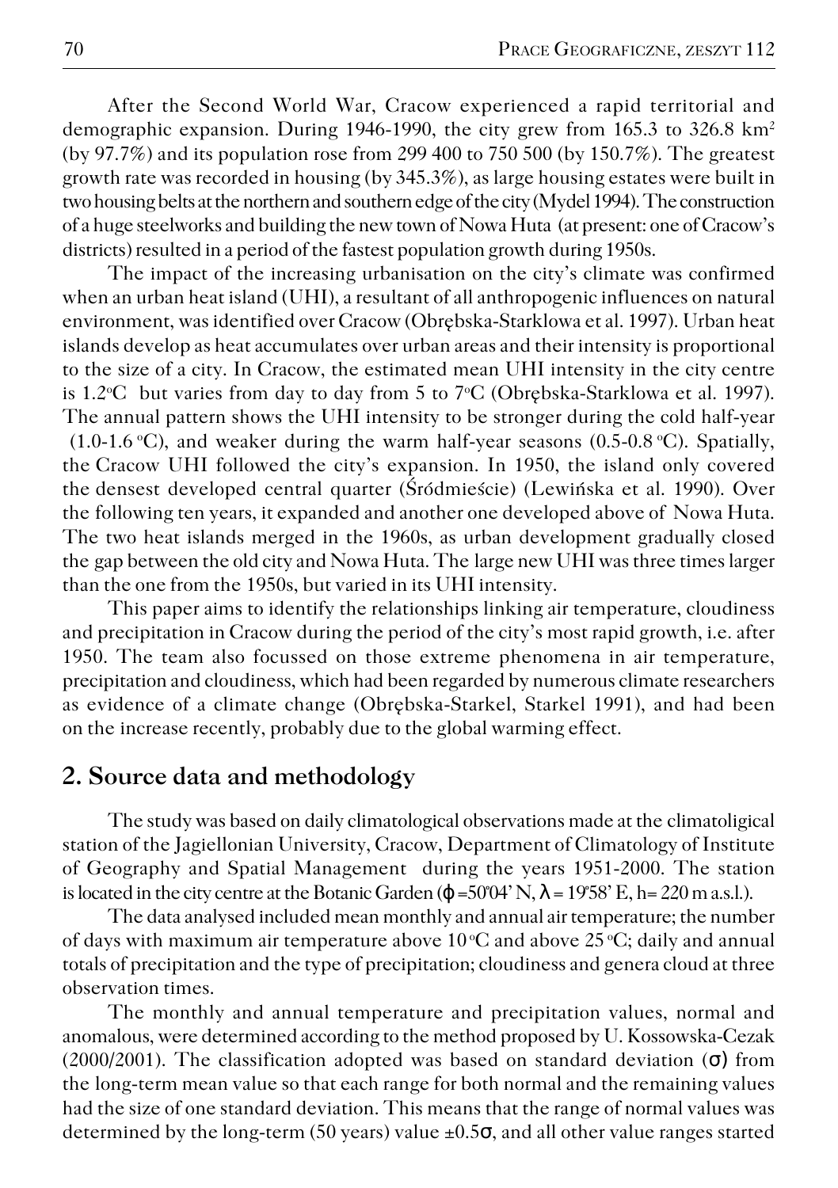After the Second World War, Cracow experienced a rapid territorial and demographic expansion. During 1946-1990, the city grew from 165.3 to 326.8 km$^2$ (by 97.7%) and its population rose from 299 400 to 750 500 (by 150.7%). The greatest growth rate was recorded in housing (by 345.3%), as large housing estates were built in two housing belts at the northern and southern edge of the city (Mydel 1994). The construction of a huge steelworks and building the new town of Nowa Huta (at present: one of Cracow's districts) resulted in a period of the fastest population growth during 1950s.

The impact of the increasing urbanisation on the city's climate was confirmed when an urban heat island (UHI), a resultant of all anthropogenic influences on natural environment, was identified over Cracow (Obrębska-Starklowa et al. 1997). Urban heat islands develop as heat accumulates over urban areas and their intensity is proportional to the size of a city. In Cracow, the estimated mean UHI intensity in the city centre is 1.2°C but varies from day to day from 5 to 7°C (Obrębska-Starklowa et al. 1997). The annual pattern shows the UHI intensity to be stronger during the cold half-year (1.0-1.6 °C), and weaker during the warm half-year seasons (0.5-0.8 °C). Spatially, the Cracow UHI followed the city's expansion. In 1950, the island only covered the densest developed central quarter (Śródmieście) (Lewińska et al. 1990). Over the following ten years, it expanded and another one developed above of Nowa Huta. The two heat islands merged in the 1960s, as urban development gradually closed the gap between the old city and Nowa Huta. The large new UHI was three times larger than the one from the 1950s, but varied in its UHI intensity.

This paper aims to identify the relationships linking air temperature, cloudiness and precipitation in Cracow during the period of the city's most rapid growth, i.e. after 1950. The team also focussed on those extreme phenomena in air temperature, precipitation and cloudiness, which had been regarded by numerous climate researchers as evidence of a climate change (Obrębska-Starkel, Starkel 1991), and had been on the increase recently, probably due to the global warming effect.

## 2. Source data and methodology

The study was based on daily climatological observations made at the climatoligical station of the Jagiellonian University, Cracow, Department of Climatology of Institute of Geography and Spatial Management during the years 1951-2000. The station is located in the city centre at the Botanic Garden ($\varphi$=50°04' N, $\lambda$ = 19°58' E, h= 220 m a.s.l.).

The data analysed included mean monthly and annual air temperature; the number of days with maximum air temperature above 10 °C and above 25 °C; daily and annual totals of precipitation and the type of precipitation; cloudiness and genera cloud at three observation times.

The monthly and annual temperature and precipitation values, normal and anomalous, were determined according to the method proposed by U. Kossowska-Cezak (2000/2001). The classification adopted was based on standard deviation ($\sigma$) from the long-term mean value so that each range for both normal and the remaining values had the size of one standard deviation. This means that the range of normal values was determined by the long-term (50 years) value $\pm 0.5\sigma$, and all other value ranges started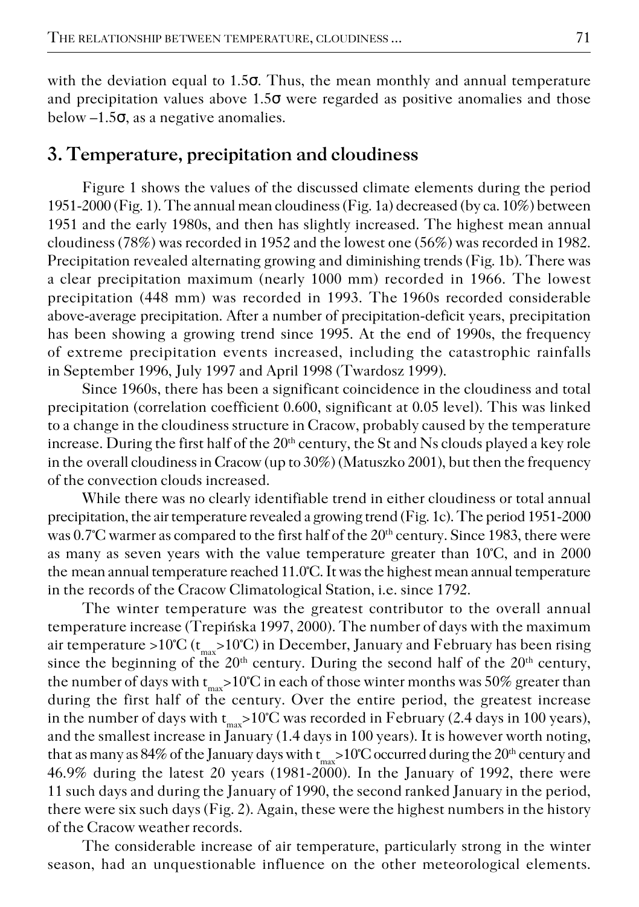with the deviation equal to 1.5σ. Thus, the mean monthly and annual temperature and precipitation values above 1.5σ were regarded as positive anomalies and those below –1.5σ, as a negative anomalies.

## 3. Temperature, precipitation and cloudiness

Figure 1 shows the values of the discussed climate elements during the period 1951-2000 (Fig. 1). The annual mean cloudiness (Fig. 1a) decreased (by ca. 10%) between 1951 and the early 1980s, and then has slightly increased. The highest mean annual cloudiness (78%) was recorded in 1952 and the lowest one (56%) was recorded in 1982. Precipitation revealed alternating growing and diminishing trends (Fig. 1b). There was a clear precipitation maximum (nearly 1000 mm) recorded in 1966. The lowest precipitation (448 mm) was recorded in 1993. The 1960s recorded considerable above-average precipitation. After a number of precipitation-deficit years, precipitation has been showing a growing trend since 1995. At the end of 1990s, the frequency of extreme precipitation events increased, including the catastrophic rainfalls in September 1996, July 1997 and April 1998 (Twardosz 1999).

Since 1960s, there has been a significant coincidence in the cloudiness and total precipitation (correlation coefficient 0.600, significant at 0.05 level). This was linked to a change in the cloudiness structure in Cracow, probably caused by the temperature increase. During the first half of the 20th century, the St and Ns clouds played a key role in the overall cloudiness in Cracow (up to 30%) (Matuszko 2001), but then the frequency of the convection clouds increased.

While there was no clearly identifiable trend in either cloudiness or total annual precipitation, the air temperature revealed a growing trend (Fig. 1c). The period 1951-2000 was 0.7°C warmer as compared to the first half of the 20th century. Since 1983, there were as many as seven years with the value temperature greater than 10°C, and in 2000 the mean annual temperature reached 11.0°C. It was the highest mean annual temperature in the records of the Cracow Climatological Station, i.e. since 1792.

The winter temperature was the greatest contributor to the overall annual temperature increase (Trepińska 1997, 2000). The number of days with the maximum air temperature >10°C ($t_{max}$>10°C) in December, January and February has been rising since the beginning of the 20th century. During the second half of the 20th century, the number of days with $t_{max}$>10°C in each of those winter months was 50% greater than during the first half of the century. Over the entire period, the greatest increase in the number of days with $t_{max}$>10°C was recorded in February (2.4 days in 100 years), and the smallest increase in January (1.4 days in 100 years). It is however worth noting, that as many as 84% of the January days with $t_{max}$>10°C occurred during the 20th century and 46.9% during the latest 20 years (1981-2000). In the January of 1992, there were 11 such days and during the January of 1990, the second ranked January in the period, there were six such days (Fig. 2). Again, these were the highest numbers in the history of the Cracow weather records.

The considerable increase of air temperature, particularly strong in the winter season, had an unquestionable influence on the other meteorological elements.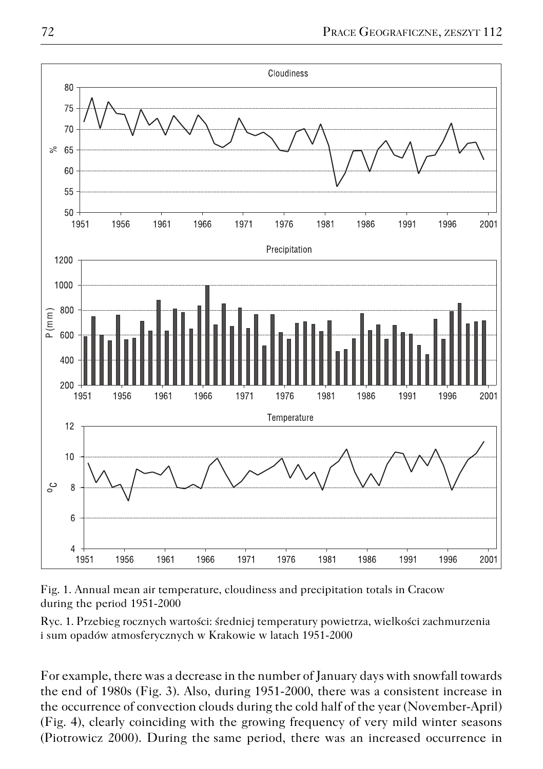Fig. 1. Annual mean air temperature, cloudiness and precipitation totals in Cracow during the period 1951-2000

Ryc. 1. Przebieg rocznych wartości: średniej temperatury powietrza, wielkości zachmurzenia i sum opadów atmosferycznych w Krakowie w latach 1951-2000

For example, there was a decrease in the number of January days with snowfall towards the end of 1980s (Fig. 3). Also, during 1951-2000, there was a consistent increase in the occurrence of convection clouds during the cold half of the year (November-April) (Fig. 4), clearly coinciding with the growing frequency of very mild winter seasons (Piotrowicz 2000). During the same period, there was an increased occurrence in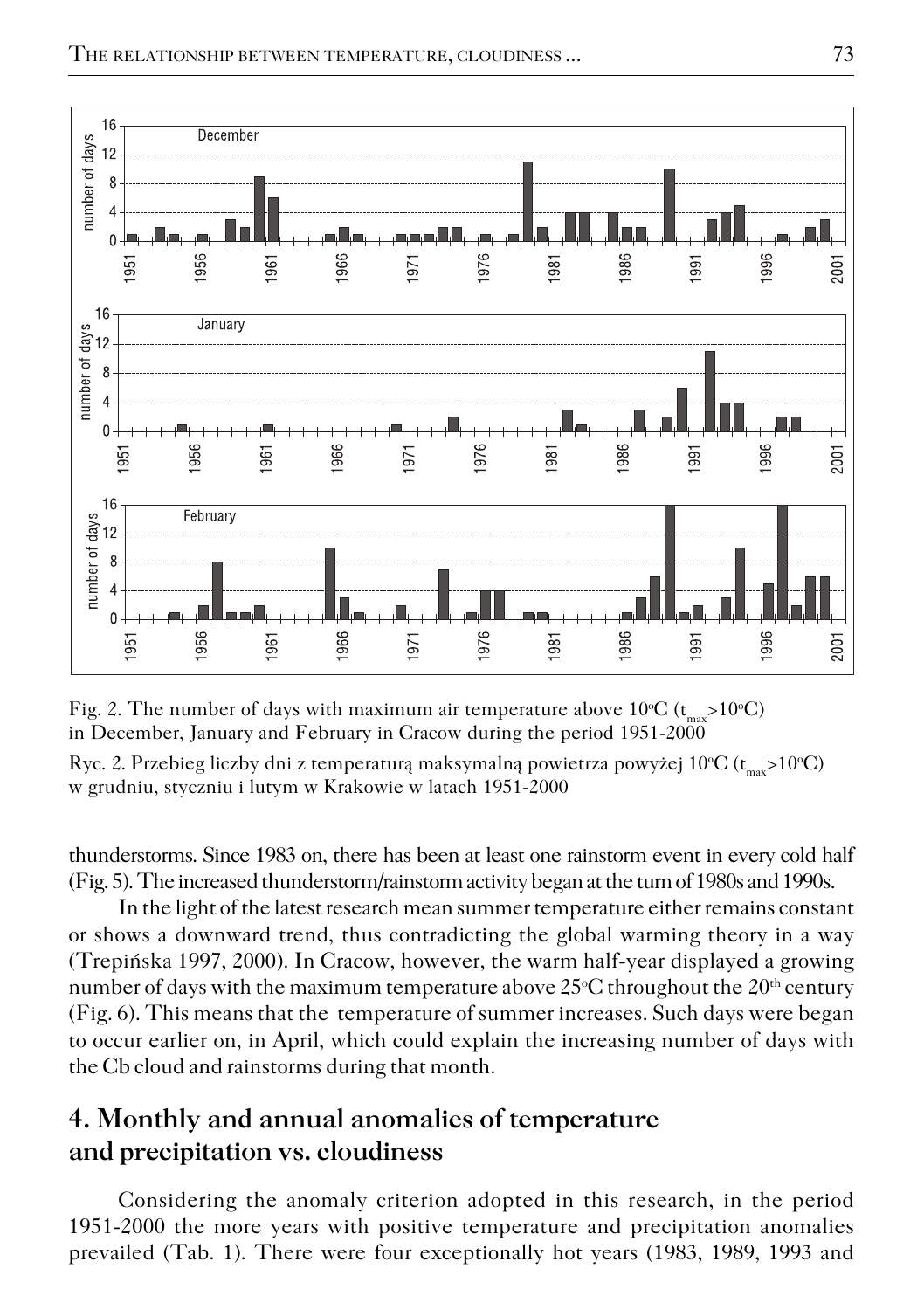Fig. 2. The number of days with maximum air temperature above 10°C ($t_{max}$>10°C) in December, January and February in Cracow during the period 1951-2000

Ryc. 2. Przebieg liczby dni z temperaturą maksymalną powietrza powyżej 10°C ($t_{max}$>10°C) w grudniu, styczniu i lutym w Krakowie w latach 1951-2000

thunderstorms. Since 1983 on, there has been at least one rainstorm event in every cold half (Fig. 5). The increased thunderstorm/rainstorm activity began at the turn of 1980s and 1990s.

In the light of the latest research mean summer temperature either remains constant or shows a downward trend, thus contradicting the global warming theory in a way (Trepińska 1997, 2000). In Cracow, however, the warm half-year displayed a growing number of days with the maximum temperature above 25°C throughout the 20th century (Fig. 6). This means that the temperature of summer increases. Such days were began to occur earlier on, in April, which could explain the increasing number of days with the Cb cloud and rainstorms during that month.

## 4. Monthly and annual anomalies of temperature and precipitation vs. cloudiness

Considering the anomaly criterion adopted in this research, in the period 1951-2000 the more years with positive temperature and precipitation anomalies prevailed (Tab. 1). There were four exceptionally hot years (1983, 1989, 1993 and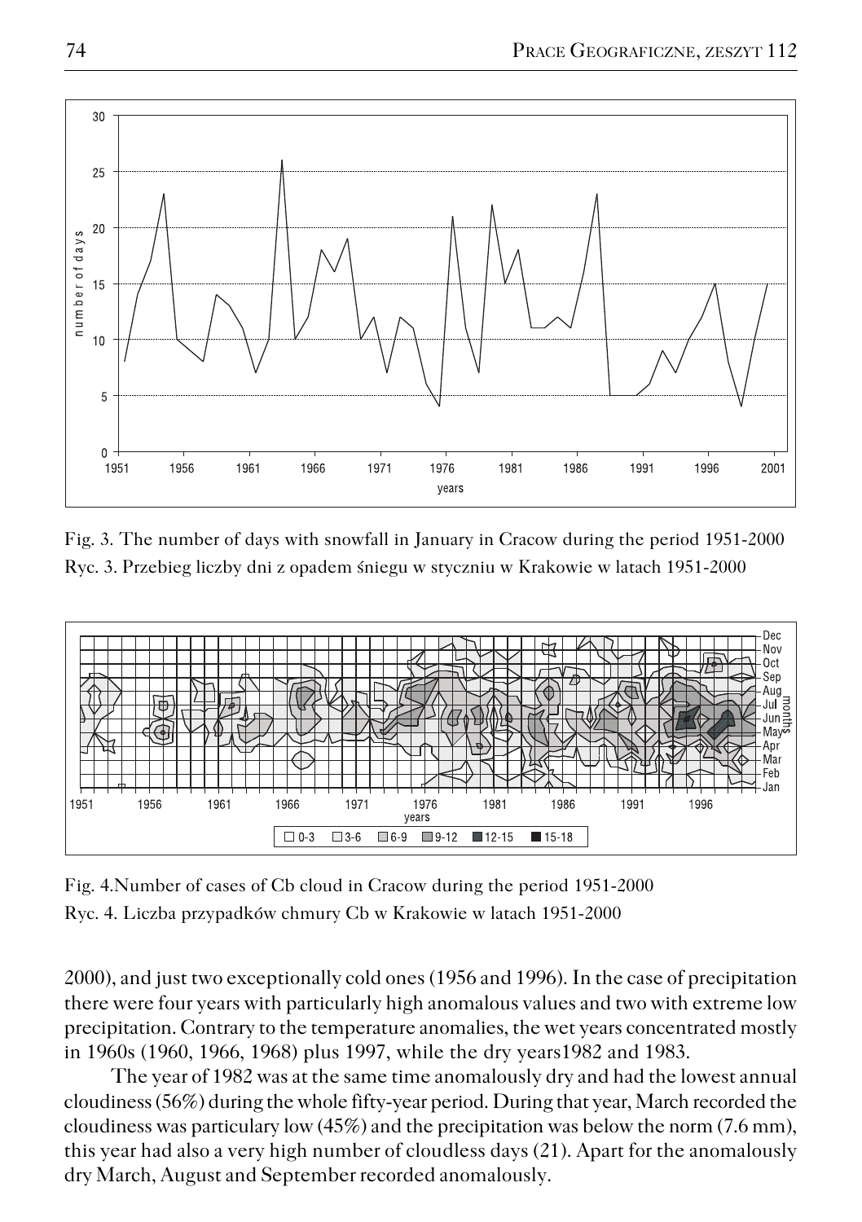Fig. 3. The number of days with snowfall in January in Cracow during the period 1951-2000

Ryc. 3. Przebieg liczby dni z opadem śniegu w styczniu w Krakowie w latach 1951-2000

Fig. 4.Number of cases of Cb cloud in Cracow during the period 1951-2000

Ryc. 4. Liczba przypadków chmury Cb w Krakowie w latach 1951-2000

2000), and just two exceptionally cold ones (1956 and 1996). In the case of precipitation there were four years with particularly high anomalous values and two with extreme low precipitation. Contrary to the temperature anomalies, the wet years concentrated mostly in 1960s (1960, 1966, 1968) plus 1997, while the dry years1982 and 1983.

The year of 1982 was at the same time anomalously dry and had the lowest annual cloudiness (56%) during the whole fifty-year period. During that year, March recorded the cloudiness was particulary low (45%) and the precipitation was below the norm (7.6 mm), this year had also a very high number of cloudless days (21). Apart for the anomalously dry March, August and September recorded anomalously.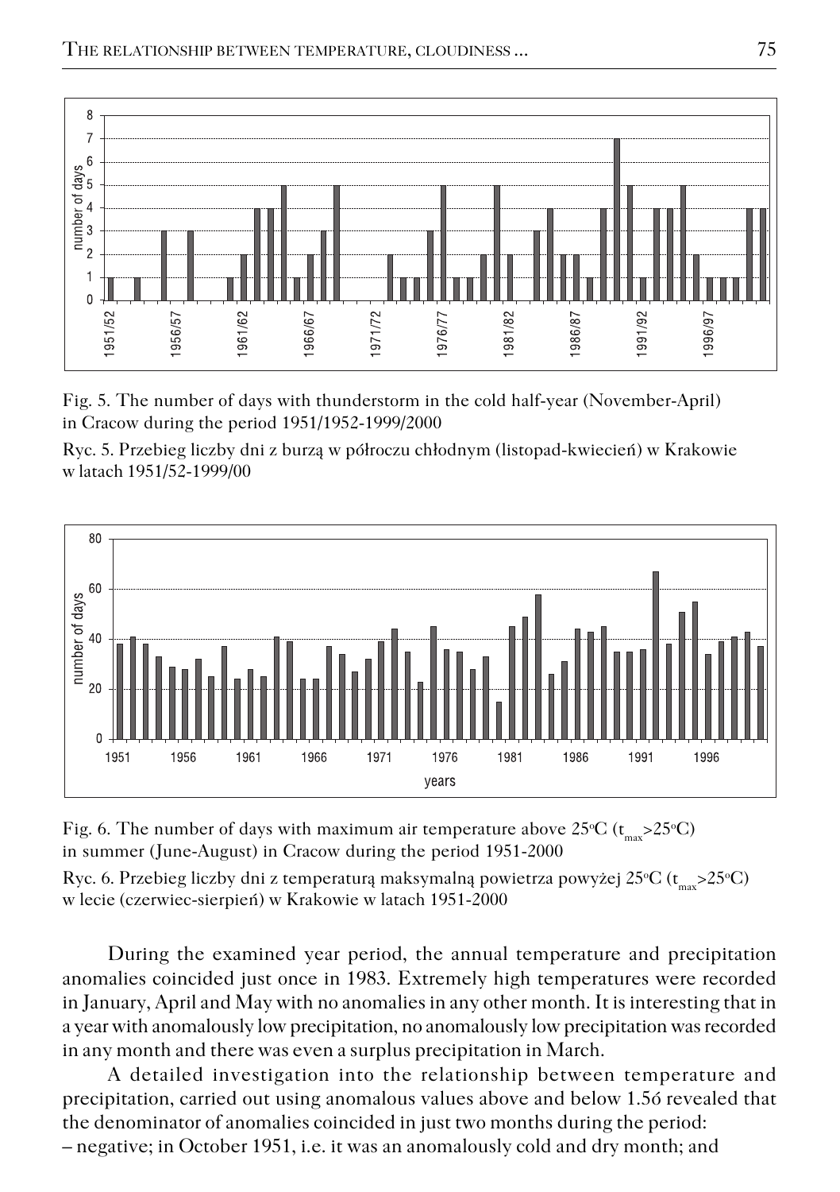Fig. 5. The number of days with thunderstorm in the cold half-year (November-April) in Cracow during the period 1951/1952-1999/2000

Ryc. 5. Przebieg liczby dni z burzą w półroczu chłodnym (listopad-kwiecień) w Krakowie w latach 1951/52-1999/00

Fig. 6. The number of days with maximum air temperature above 25°C ($t_{max}$>25°C) in summer (June-August) in Cracow during the period 1951-2000

Ryc. 6. Przebieg liczby dni z temperaturą maksymalną powietrza powyżej 25°C ($t_{max}$>25°C) w lecie (czerwiec-sierpień) w Krakowie w latach 1951-2000

During the examined year period, the annual temperature and precipitation anomalies coincided just once in 1983. Extremely high temperatures were recorded in January, April and May with no anomalies in any other month. It is interesting that in a year with anomalously low precipitation, no anomalously low precipitation was recorded in any month and there was even a surplus precipitation in March.

A detailed investigation into the relationship between temperature and precipitation, carried out using anomalous values above and below 1.5б revealed that the denominator of anomalies coincided in just two months during the period:

– negative; in October 1951, i.e. it was an anomalously cold and dry month; and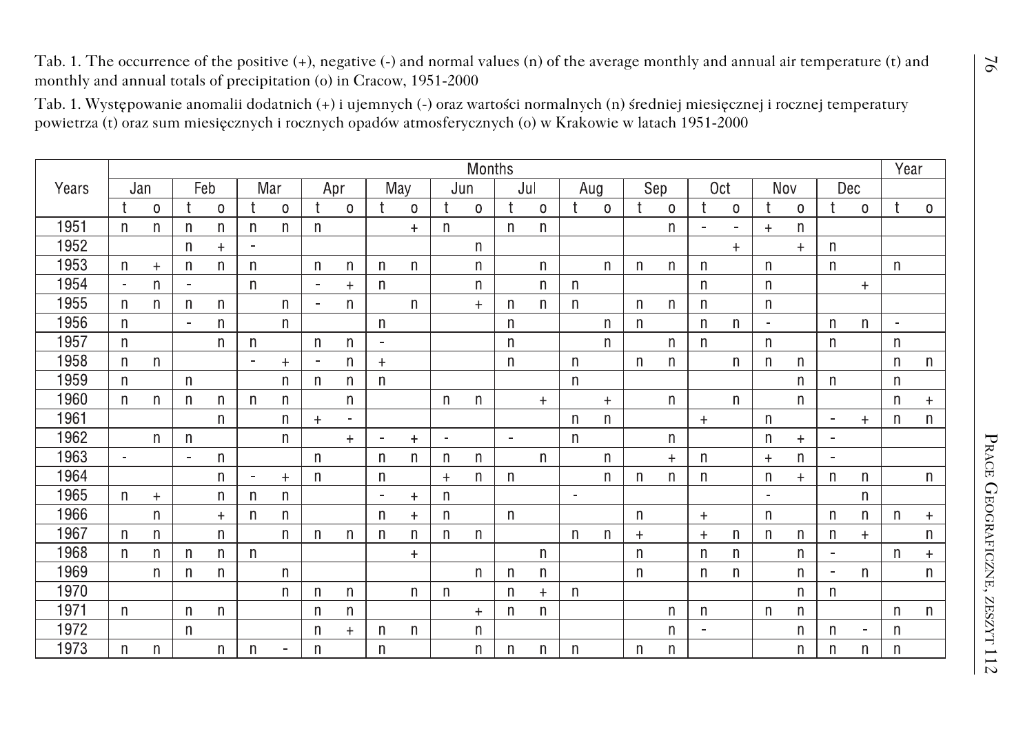Tab. 1. The occurrence of the positive (+), negative (-) and normal values (n) of the average monthly and annual air temperature (t) and monthly and annual totals of precipitation (o) in Cracow, 1951-2000

Tab. 1. Występowanie anomalii dodatnich (+) i ujemnych (-) oraz wartości normalnych (n) średniej miesięcznej i rocznej temperatury powietrza (t) oraz sum miesięcznych i rocznych opadów atmosferycznych (o) w Krakowie w latach 1951-2000

| Years | Months | | | | | | | | | | | | | | | | | | | | | | | | Year | |
|---|---|---|---|---|---|---|---|---|---|---|---|---|---|---|---|---|---|---|---|---|---|---|---|---|---|---|
| | Jan | | Feb | | Mar | | Apr | | May | | Jun | | Jul | | Aug | | Sep | | Oct | | Nov | | Dec | | | |
| | t | o | t | o | t | o | t | o | t | o | t | o | t | o | t | o | t | o | t | o | t | o | t | o | t | o |
| 1951 | n | n | n | n | n | n | n | | | + | n | | n | n | | | | n | - | - | + | n | | | | |
| 1952 | | | n | + | - | | | | | | | n | | | | | | | | + | | + | n | | | |
| 1953 | n | + | n | n | n | | n | n | n | n | | n | | n | | n | n | n | n | | n | | n | | n | |
| 1954 | - | n | - | | n | | - | + | n | | | n | | n | n | | | | n | | n | | | + | | |
| 1955 | n | n | n | n | | n | - | n | | n | | + | n | n | n | | n | n | n | | n | | | | | |
| 1956 | n | | - | n | | n | | | n | | | | n | | | n | n | | n | n | - | | n | n | - | |
| 1957 | n | | | n | n | | n | n | - | | | | n | | | n | | n | n | | n | | n | | n | |
| 1958 | n | n | | | - | + | - | n | + | | | | n | | n | | n | n | | n | n | n | | | n | n |
| 1959 | n | | n | | | n | n | n | n | | | | | | n | | | | | | | n | n | | n | |
| 1960 | n | n | n | n | n | n | | n | | | n | n | | + | | + | | n | | n | | n | | | n | + |
| 1961 | | | | n | | n | + | - | | | | | | | n | n | | | + | | n | | - | + | n | n |
| 1962 | | n | n | | | n | | + | - | + | - | | - | | n | | | n | | | n | + | - | | | |
| 1963 | - | | - | n | | | n | | n | n | n | n | | n | | n | | + | n | | + | n | - | | | |
| 1964 | | | | n | - | + | n | | n | | + | n | n | | | n | n | n | n | | n | + | n | n | | n |
| 1965 | n | + | | n | n | n | | | - | + | n | | | | - | | | | | | - | | | n | | |
| 1966 | | n | | + | n | n | | | n | + | n | | n | | | | n | | + | | n | | n | n | n | + |
| 1967 | n | n | | n | | n | n | n | n | n | n | n | | | n | n | + | | + | n | n | n | n | + | | n |
| 1968 | n | n | n | n | n | | | | | + | | | | n | | | n | | n | n | | n | - | | n | + |
| 1969 | | n | n | n | | n | | | | | | n | n | n | | | n | | n | n | | n | - | n | | n |
| 1970 | | | | | | n | n | n | | n | n | | n | + | n | | | | | | | n | n | | | |
| 1971 | n | | n | n | | | n | n | | | | + | n | n | | | | n | n | | n | n | | | n | n |
| 1972 | | | n | | | | n | + | n | n | | n | | | | | | n | - | | | n | n | - | n | |
| 1973 | n | n | | n | n | - | n | | n | | | n | n | n | n | | n | n | | | | n | n | n | n | |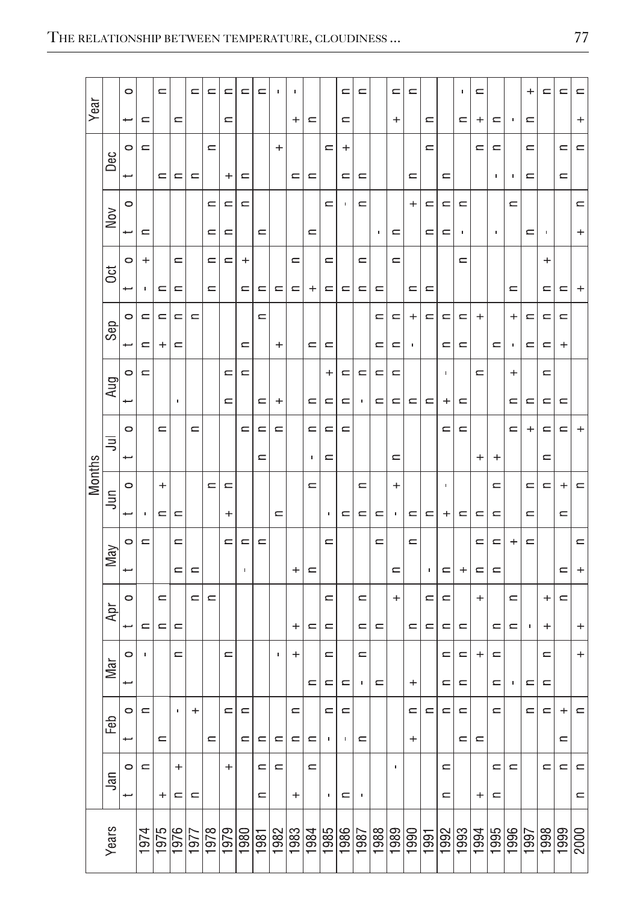| Years | Months | | | | | | | | | | | | | | | | | | | | | | | | Year | |
|---|---|---|---|---|---|---|---|---|---|---|---|---|---|---|---|---|---|---|---|---|---|---|---|---|---|---|
| | Jan | | Feb | | Mar | | Apr | | May | | Jun | | Jul | | Aug | | Sep | | Oct | | Nov | | Dec | | | |
| | t | o | t | o | t | o | t | o | t | o | t | o | t | o | t | o | t | o | t | o | t | o | t | o | t | o |
| 1974 | | n | | n | | - | n | | | n | - | | | | | n | n | n | - | + | n | | | n | n | |
| 1975 | + | | n | | | | n | n | | | n | + | | n | | | + | n | n | | | | n | | | n |
| 1976 | n | + | | - | | n | n | | n | n | n | | | | - | | n | n | n | n | | | n | | n | |
| 1977 | n | | | + | | | | n | n | | | | | n | | | | n | | | | | n | | | n |
| 1978 | | | n | | | | | n | | | | n | | | | | | | n | n | n | n | | n | | n |
| 1979 | | + | | n | | n | | | | n | + | n | | | n | n | | | | n | n | n | + | | n | n |
| 1980 | | | n | n | | | | | - | n | | | | n | | n | n | | n | + | | n | n | | | n |
| 1981 | n | n | n | | | | | | | n | | | n | n | n | | | n | n | | n | | | | | n |
| 1982 | | n | n | | | - | | | | | n | | | n | + | | + | | n | | | | | + | | - |
| 1983 | + | | n | n | | + | + | | + | | | | | | | | | | n | n | | | n | | + | - |
| 1984 | | n | n | | n | | n | | n | | | n | - | n | n | | n | | + | | n | | n | | n | |
| 1985 | - | | - | n | n | n | n | n | | n | - | | n | n | n | + | n | | n | n | | n | | n | | |
| 1986 | n | | - | n | n | | | | | | n | | | n | n | n | | | n | | | - | n | + | n | n |
| 1987 | - | | n | | - | n | n | n | | | n | n | | | - | n | | | n | n | | n | n | | | n |
| 1988 | | | | | n | | n | | | n | n | | | | n | n | n | n | n | | - | | | | | |
| 1989 | | - | | | | | | + | n | | - | + | n | | n | n | n | n | | n | n | | | | + | n |
| 1990 | | | + | n | + | | n | | | n | n | | | | n | | - | + | n | | | + | n | | | n |
| 1991 | | | | n | | | n | n | - | | n | | | | n | | | n | n | | n | n | | n | n | |
| 1992 | n | n | | n | n | n | n | n | n | | + | - | | n | + | - | n | n | | | n | n | n | | | |
| 1993 | | | n | n | n | n | n | | + | | n | | | n | n | | n | n | | n | - | n | | | n | - |
| 1994 | + | | n | | | + | | + | n | n | n | | + | | | n | | + | | | | | | n | + | n |
| 1995 | n | n | | n | n | n | n | | n | n | n | n | + | | | | n | | | | - | | - | n | n | |
| 1996 | | n | | | - | | n | n | | + | | | | n | n | + | - | + | n | | | n | - | | - | |
| 1997 | | | | n | n | | - | | | n | n | n | | + | n | | n | n | | | n | | n | n | n | + |
| 1998 | | n | | n | n | n | + | + | | | | n | n | n | n | n | n | n | n | + | - | | | | | n |
| 1999 | | n | n | + | | | | n | n | | n | + | | n | n | | + | n | n | | | | n | n | | n |
| 2000 | n | n | | n | | + | + | | + | n | | n | | + | | | | | + | | + | n | | n | + | n |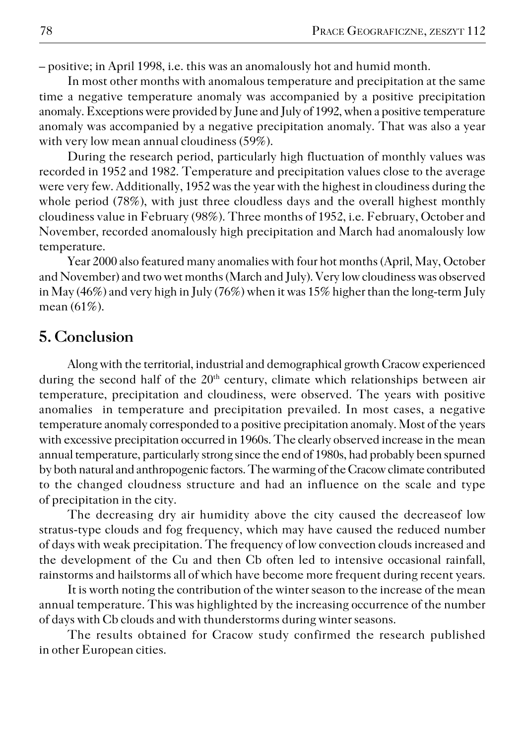– positive; in April 1998, i.e. this was an anomalously hot and humid month.

In most other months with anomalous temperature and precipitation at the same time a negative temperature anomaly was accompanied by a positive precipitation anomaly. Exceptions were provided by June and July of 1992, when a positive temperature anomaly was accompanied by a negative precipitation anomaly. That was also a year with very low mean annual cloudiness (59%).

During the research period, particularly high fluctuation of monthly values was recorded in 1952 and 1982. Temperature and precipitation values close to the average were very few. Additionally, 1952 was the year with the highest in cloudiness during the whole period (78%), with just three cloudless days and the overall highest monthly cloudiness value in February (98%). Three months of 1952, i.e. February, October and November, recorded anomalously high precipitation and March had anomalously low temperature.

Year 2000 also featured many anomalies with four hot months (April, May, October and November) and two wet months (March and July). Very low cloudiness was observed in May (46%) and very high in July (76%) when it was 15% higher than the long-term July mean (61%).

## 5. Conclusion

Along with the territorial, industrial and demographical growth Cracow experienced during the second half of the 20th century, climate which relationships between air temperature, precipitation and cloudiness, were observed. The years with positive anomalies in temperature and precipitation prevailed. In most cases, a negative temperature anomaly corresponded to a positive precipitation anomaly. Most of the years with excessive precipitation occurred in 1960s. The clearly observed increase in the mean annual temperature, particularly strong since the end of 1980s, had probably been spurned by both natural and anthropogenic factors. The warming of the Cracow climate contributed to the changed cloudness structure and had an influence on the scale and type of precipitation in the city.

The decreasing dry air humidity above the city caused the decreaseof low stratus-type clouds and fog frequency, which may have caused the reduced number of days with weak precipitation. The frequency of low convection clouds increased and the development of the Cu and then Cb often led to intensive occasional rainfall, rainstorms and hailstorms all of which have become more frequent during recent years.

It is worth noting the contribution of the winter season to the increase of the mean annual temperature. This was highlighted by the increasing occurrence of the number of days with Cb clouds and with thunderstorms during winter seasons.

The results obtained for Cracow study confirmed the research published in other European cities.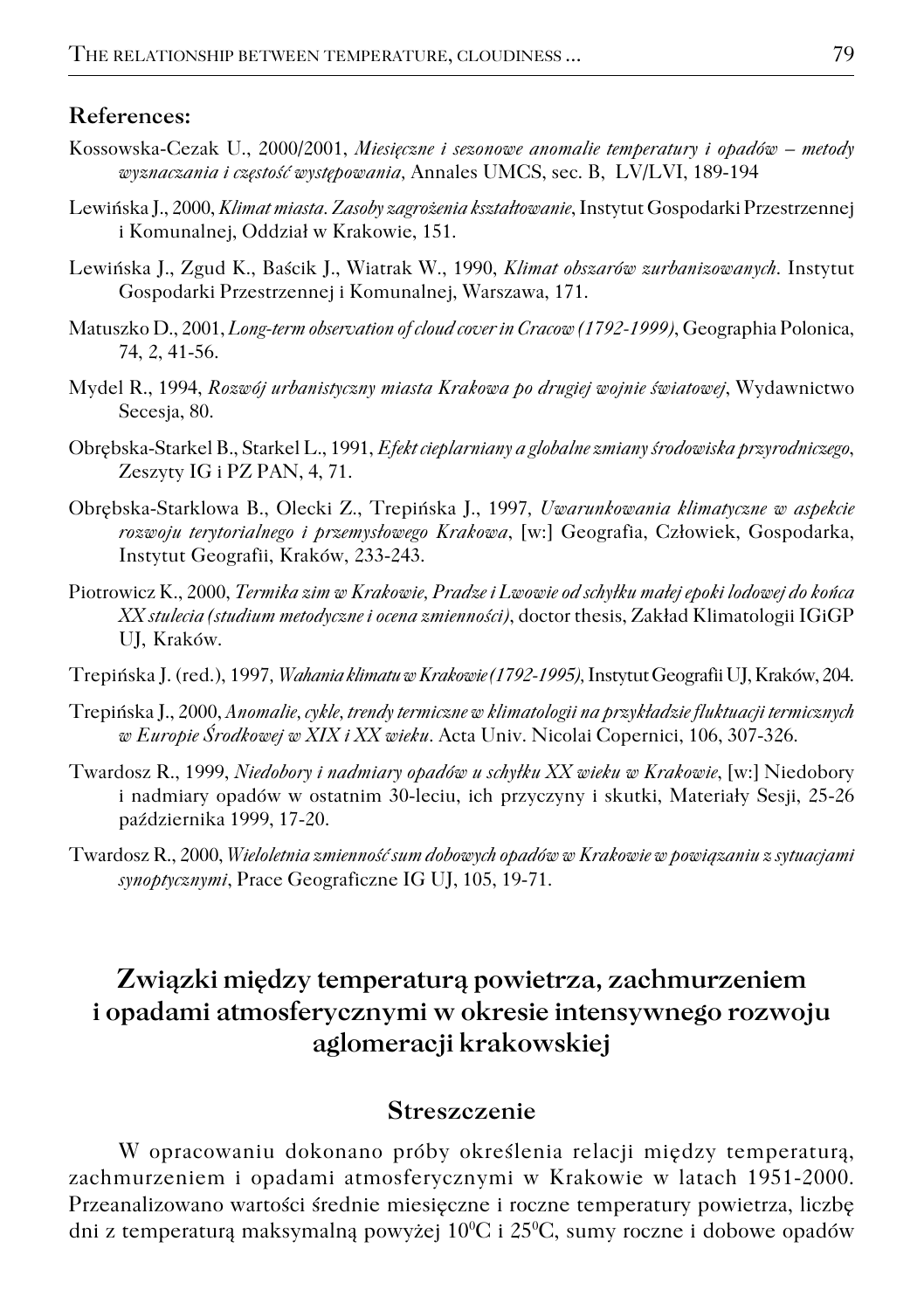## References:

Kossowska-Cezak U., 2000/2001, *Miesięczne i sezonowe anomalie temperatury i opadów – metody wyznaczania i częstość występowania*, Annales UMCS, sec. B, LV/LVI, 189-194

Lewińska J., 2000, *Klimat miasta. Zasoby zagrożenia kształtowanie*, Instytut Gospodarki Przestrzennej i Komunalnej, Oddział w Krakowie, 151.

Lewińska J., Zgud K., Baścik J., Wiatrak W., 1990, *Klimat obszarów zurbanizowanych*. Instytut Gospodarki Przestrzennej i Komunalnej, Warszawa, 171.

Matuszko D., 2001, *Long-term observation of cloud cover in Cracow (1792-1999)*, Geographia Polonica, 74, 2, 41-56.

Mydel R., 1994, *Rozwój urbanistyczny miasta Krakowa po drugiej wojnie światowej*, Wydawnictwo Secesja, 80.

Obrębska-Starkel B., Starkel L., 1991, *Efekt cieplarniany a globalne zmiany środowiska przyrodniczego*, Zeszyty IG i PZ PAN, 4, 71.

Obrębska-Starklowa B., Olecki Z., Trepińska J., 1997, *Uwarunkowania klimatyczne w aspekcie rozwoju terytorialnego i przemysłowego Krakowa*, [w:] Geografia, Człowiek, Gospodarka, Instytut Geografii, Kraków, 233-243.

Piotrowicz K., 2000, *Termika zim w Krakowie, Pradze i Lwowie od schyłku małej epoki lodowej do końca XX stulecia (studium metodyczne i ocena zmienności)*, doctor thesis, Zakład Klimatologii IGiGP UJ, Kraków.

Trepińska J. (red.), 1997, *Wahania klimatu w Krakowie (1792-1995)*, Instytut Geografii UJ, Kraków, 204.

Trepińska J., 2000, *Anomalie, cykle, trendy termiczne w klimatologii na przykładzie fluktuacji termicznych w Europie Środkowej w XIX i XX wieku*. Acta Univ. Nicolai Copernici, 106, 307-326.

Twardosz R., 1999, *Niedobory i nadmiary opadów u schyłku XX wieku w Krakowie*, [w:] Niedobory i nadmiary opadów w ostatnim 30-leciu, ich przyczyny i skutki, Materiały Sesji, 25-26 października 1999, 17-20.

Twardosz R., 2000, *Wieloletnia zmienność sum dobowych opadów w Krakowie w powiązaniu z sytuacjami synoptycznymi*, Prace Geograficzne IG UJ, 105, 19-71.

# Związki między temperaturą powietrza, zachmurzeniem i opadami atmosferycznymi w okresie intensywnego rozwoju aglomeracji krakowskiej

## Streszczenie

W opracowaniu dokonano próby określenia relacji między temperaturą, zachmurzeniem i opadami atmosferycznymi w Krakowie w latach 1951-2000. Przeanalizowano wartości średnie miesięczne i roczne temperatury powietrza, liczbę dni z temperaturą maksymalną powyżej $10^0$C i $25^0$C, sumy roczne i dobowe opadów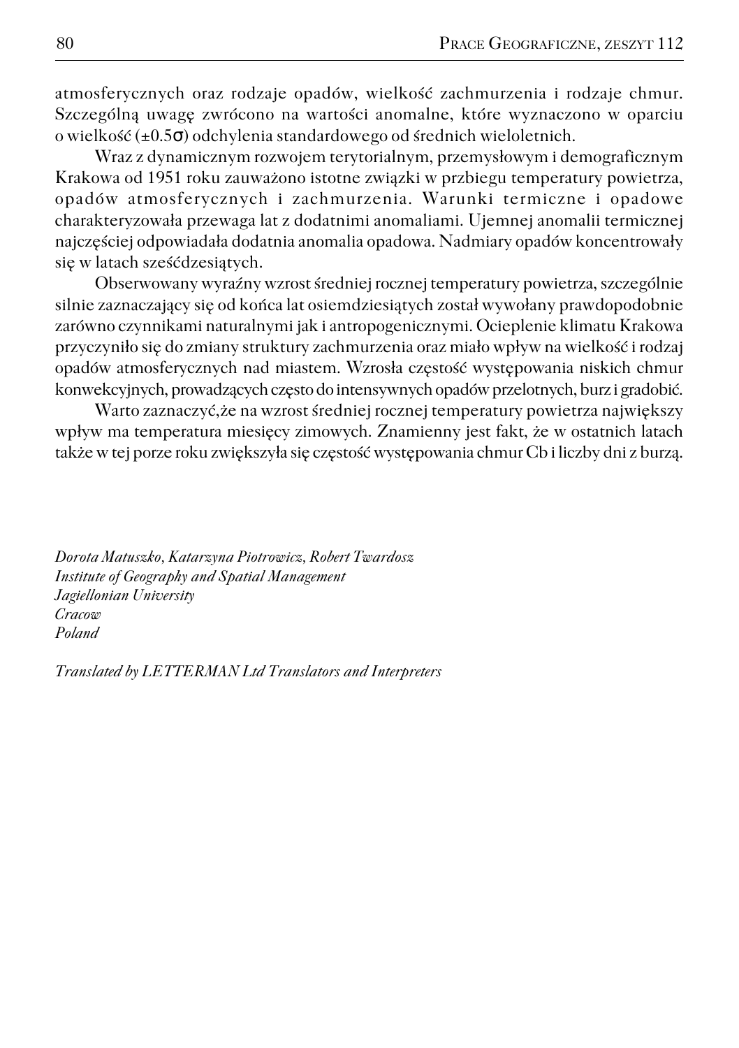atmosferycznych oraz rodzaje opadów, wielkość zachmurzenia i rodzaje chmur. Szczególną uwagę zwrócono na wartości anomalne, które wyznaczono w oparciu o wielkość (±0.5σ) odchylenia standardowego od średnich wieloletnich.

Wraz z dynamicznym rozwojem terytorialnym, przemysłowym i demograficznym Krakowa od 1951 roku zauważono istotne związki w przbiegu temperatury powietrza, opadów atmosferycznych i zachmurzenia. Warunki termiczne i opadowe charakteryzowała przewaga lat z dodatnimi anomaliami. Ujemnej anomalii termicznej najczęściej odpowiadała dodatnia anomalia opadowa. Nadmiary opadów koncentrowały się w latach sześćdziesiątych.

Obserwowany wyraźny wzrost średniej rocznej temperatury powietrza, szczególnie silnie zaznaczający się od końca lat osiemdziesiątych został wywołany prawdopodobnie zarówno czynnikami naturalnymi jak i antropogenicznymi. Ocieplenie klimatu Krakowa przyczyniło się do zmiany struktury zachmurzenia oraz miało wpływ na wielkość i rodzaj opadów atmosferycznych nad miastem. Wzrosła częstość występowania niskich chmur konwekcyjnych, prowadzących często do intensywnych opadów przelotnych, burz i gradobić.

Warto zaznaczyć,że na wzrost średniej rocznej temperatury powietrza największy wpływ ma temperatura miesięcy zimowych. Znamienny jest fakt, że w ostatnich latach także w tej porze roku zwiększyła się częstość występowania chmur Cb i liczby dni z burzą.

*Dorota Matuszko, Katarzyna Piotrowicz, Robert Twardosz*
*Institute of Geography and Spatial Management*
*Jagiellonian University*
*Cracow*
*Poland*

*Translated by LETTERMAN Ltd Translators and Interpreters*